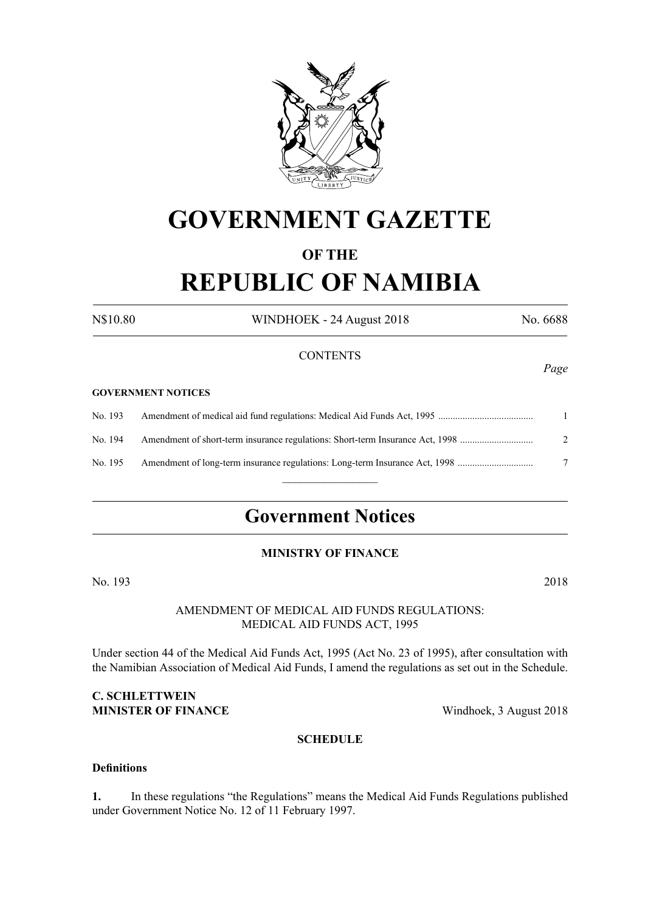# GOVERNMENT GAZETTE

## OF THE

# REPUBLIC OF NAMIBIA

N$10.80 WINDHOEK - 24 August 2018 No. 6688

CONTENTS

*Page*

**GOVERNMENT NOTICES**

| | | |
|---|---|---|
| No. 193 | Amendment of medical aid fund regulations: Medical Aid Funds Act, 1995 | 1 |
| No. 194 | Amendment of short-term insurance regulations: Short-term Insurance Act, 1998 | 2 |
| No. 195 | Amendment of long-term insurance regulations: Long-term Insurance Act, 1998 | 7 |

## Government Notices

**MINISTRY OF FINANCE**

No. 193 2018

AMENDMENT OF MEDICAL AID FUNDS REGULATIONS:
MEDICAL AID FUNDS ACT, 1995

Under section 44 of the Medical Aid Funds Act, 1995 (Act No. 23 of 1995), after consultation with the Namibian Association of Medical Aid Funds, I amend the regulations as set out in the Schedule.

**C. SCHLETTWEIN**
**MINISTER OF FINANCE** Windhoek, 3 August 2018

**SCHEDULE**

**Definitions**

**1.** In these regulations "the Regulations" means the Medical Aid Funds Regulations published under Government Notice No. 12 of 11 February 1997.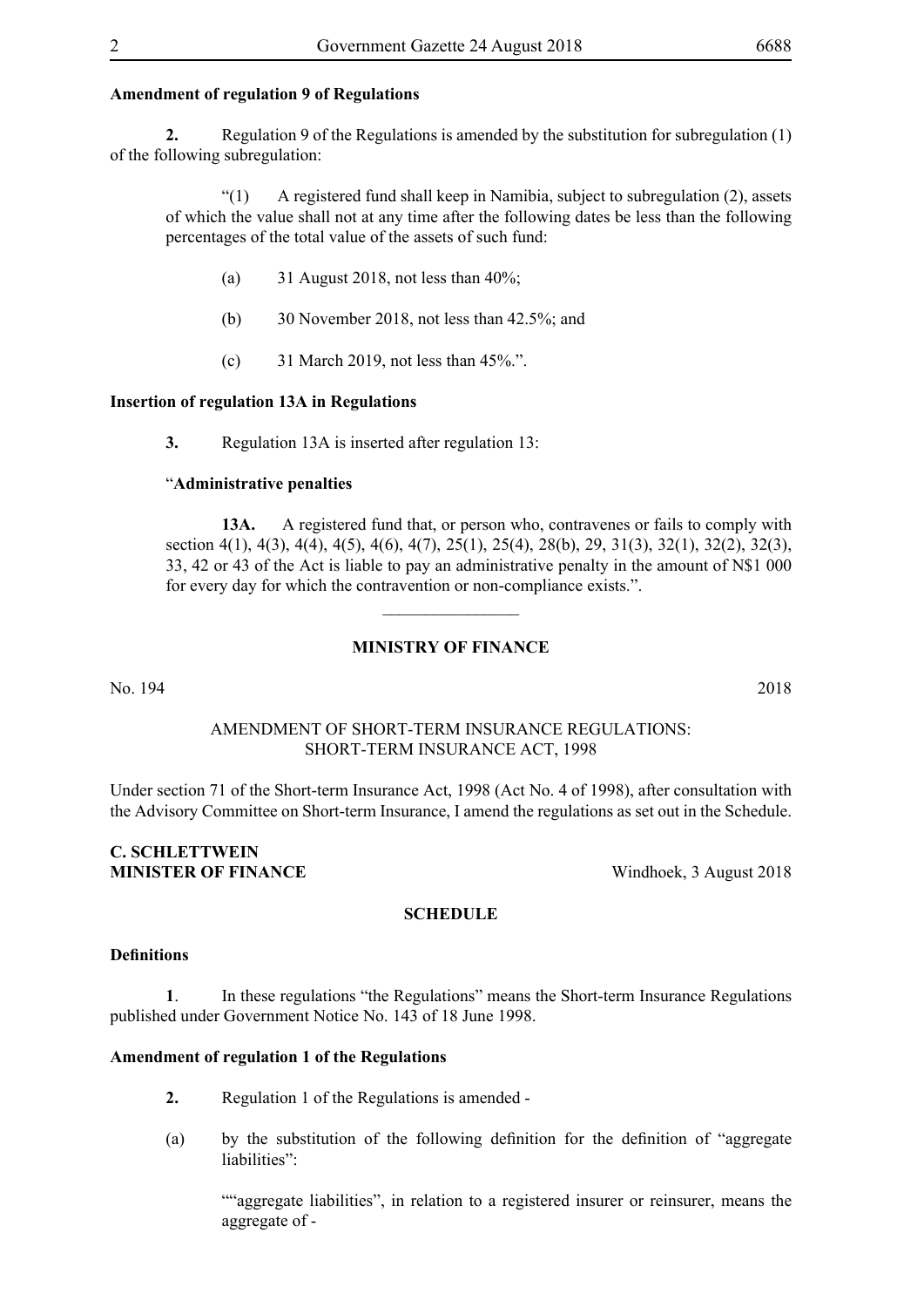**Amendment of regulation 9 of Regulations**

**2.** Regulation 9 of the Regulations is amended by the substitution for subregulation (1) of the following subregulation:

> "(1) A registered fund shall keep in Namibia, subject to subregulation (2), assets of which the value shall not at any time after the following dates be less than the following percentages of the total value of the assets of such fund:
>
> (a) 31 August 2018, not less than 40%;
>
> (b) 30 November 2018, not less than 42.5%; and
>
> (c) 31 March 2019, not less than 45%.".

**Insertion of regulation 13A in Regulations**

**3.** Regulation 13A is inserted after regulation 13:

> "**Administrative penalties**
>
> **13A.** A registered fund that, or person who, contravenes or fails to comply with section 4(1), 4(3), 4(4), 4(5), 4(6), 4(7), 25(1), 25(4), 28(b), 29, 31(3), 32(1), 32(2), 32(3), 33, 42 or 43 of the Act is liable to pay an administrative penalty in the amount of N$1 000 for every day for which the contravention or non-compliance exists.".

---

## MINISTRY OF FINANCE

No. 194 2018

### AMENDMENT OF SHORT-TERM INSURANCE REGULATIONS: SHORT-TERM INSURANCE ACT, 1998

Under section 71 of the Short-term Insurance Act, 1998 (Act No. 4 of 1998), after consultation with the Advisory Committee on Short-term Insurance, I amend the regulations as set out in the Schedule.

**C. SCHLETTWEIN**
**MINISTER OF FINANCE** Windhoek, 3 August 2018

### SCHEDULE

**Definitions**

**1**. In these regulations "the Regulations" means the Short-term Insurance Regulations published under Government Notice No. 143 of 18 June 1998.

**Amendment of regulation 1 of the Regulations**

**2.** Regulation 1 of the Regulations is amended -

(a) by the substitution of the following definition for the definition of "aggregate liabilities":

> ""aggregate liabilities", in relation to a registered insurer or reinsurer, means the aggregate of -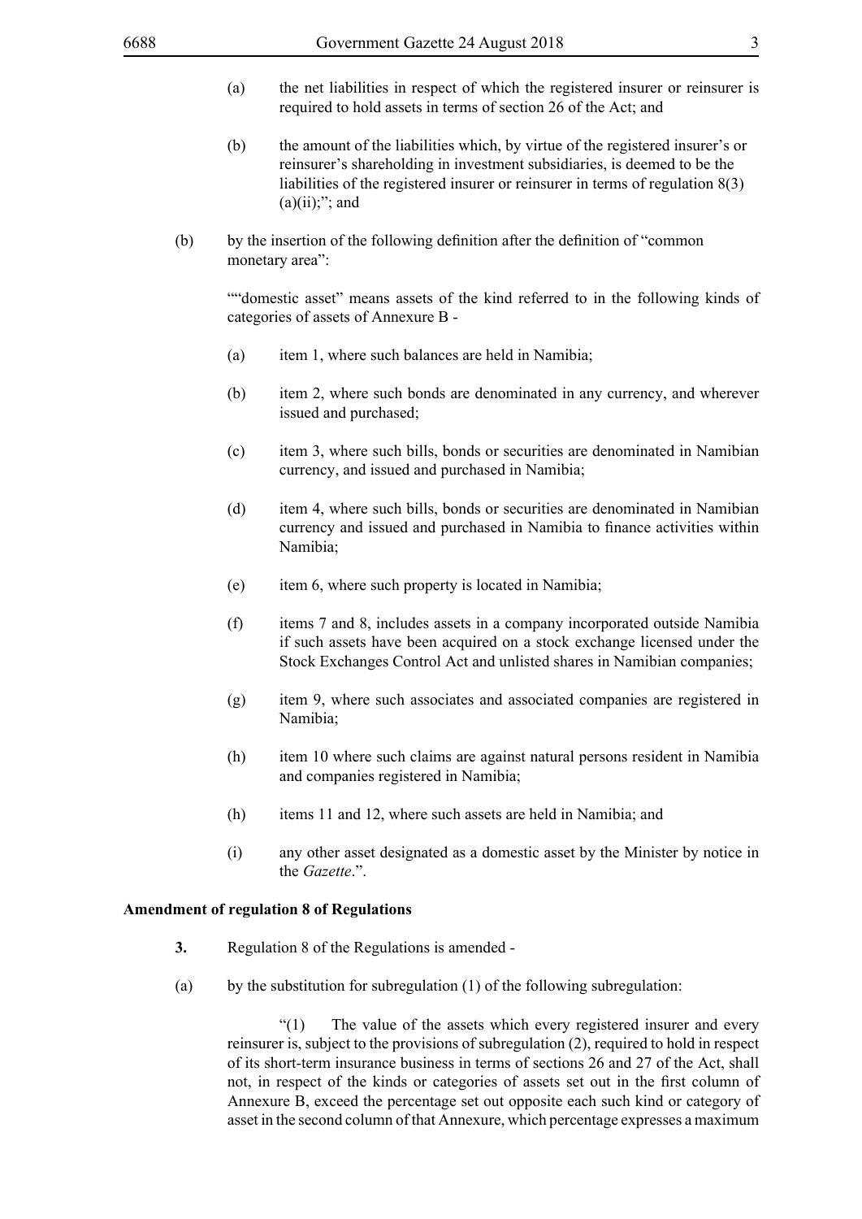(a) the net liabilities in respect of which the registered insurer or reinsurer is required to hold assets in terms of section 26 of the Act; and

(b) the amount of the liabilities which, by virtue of the registered insurer's or reinsurer's shareholding in investment subsidiaries, is deemed to be the liabilities of the registered insurer or reinsurer in terms of regulation 8(3)(a)(ii);"; and

(b) by the insertion of the following definition after the definition of "common monetary area":

""domestic asset" means assets of the kind referred to in the following kinds of categories of assets of Annexure B -

(a) item 1, where such balances are held in Namibia;

(b) item 2, where such bonds are denominated in any currency, and wherever issued and purchased;

(c) item 3, where such bills, bonds or securities are denominated in Namibian currency, and issued and purchased in Namibia;

(d) item 4, where such bills, bonds or securities are denominated in Namibian currency and issued and purchased in Namibia to finance activities within Namibia;

(e) item 6, where such property is located in Namibia;

(f) items 7 and 8, includes assets in a company incorporated outside Namibia if such assets have been acquired on a stock exchange licensed under the Stock Exchanges Control Act and unlisted shares in Namibian companies;

(g) item 9, where such associates and associated companies are registered in Namibia;

(h) item 10 where such claims are against natural persons resident in Namibia and companies registered in Namibia;

(h) items 11 and 12, where such assets are held in Namibia; and

(i) any other asset designated as a domestic asset by the Minister by notice in the *Gazette*.".

**Amendment of regulation 8 of Regulations**

**3.** Regulation 8 of the Regulations is amended -

(a) by the substitution for subregulation (1) of the following subregulation:

"(1) The value of the assets which every registered insurer and every reinsurer is, subject to the provisions of subregulation (2), required to hold in respect of its short-term insurance business in terms of sections 26 and 27 of the Act, shall not, in respect of the kinds or categories of assets set out in the first column of Annexure B, exceed the percentage set out opposite each such kind or category of asset in the second column of that Annexure, which percentage expresses a maximum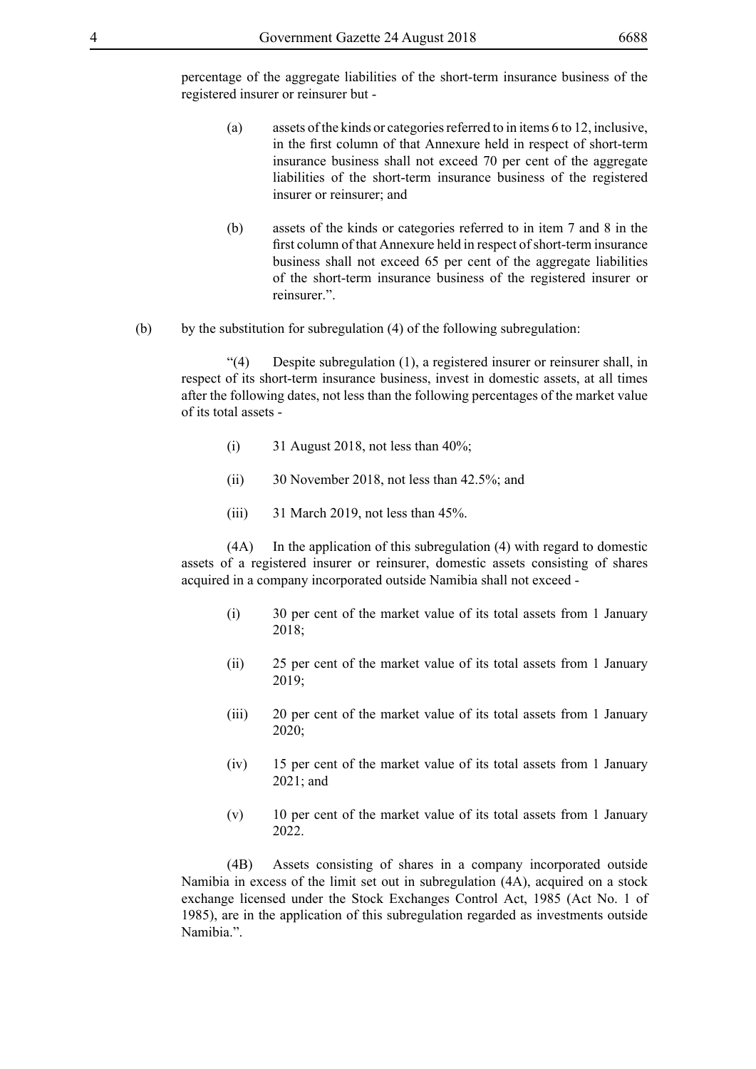percentage of the aggregate liabilities of the short-term insurance business of the registered insurer or reinsurer but -

(a) assets of the kinds or categories referred to in items 6 to 12, inclusive, in the first column of that Annexure held in respect of short-term insurance business shall not exceed 70 per cent of the aggregate liabilities of the short-term insurance business of the registered insurer or reinsurer; and

(b) assets of the kinds or categories referred to in item 7 and 8 in the first column of that Annexure held in respect of short-term insurance business shall not exceed 65 per cent of the aggregate liabilities of the short-term insurance business of the registered insurer or reinsurer.".

(b) by the substitution for subregulation (4) of the following subregulation:

"(4) Despite subregulation (1), a registered insurer or reinsurer shall, in respect of its short-term insurance business, invest in domestic assets, at all times after the following dates, not less than the following percentages of the market value of its total assets -

(i) 31 August 2018, not less than 40%;

(ii) 30 November 2018, not less than 42.5%; and

(iii) 31 March 2019, not less than 45%.

(4A) In the application of this subregulation (4) with regard to domestic assets of a registered insurer or reinsurer, domestic assets consisting of shares acquired in a company incorporated outside Namibia shall not exceed -

(i) 30 per cent of the market value of its total assets from 1 January 2018;

(ii) 25 per cent of the market value of its total assets from 1 January 2019;

(iii) 20 per cent of the market value of its total assets from 1 January 2020;

(iv) 15 per cent of the market value of its total assets from 1 January 2021; and

(v) 10 per cent of the market value of its total assets from 1 January 2022.

(4B) Assets consisting of shares in a company incorporated outside Namibia in excess of the limit set out in subregulation (4A), acquired on a stock exchange licensed under the Stock Exchanges Control Act, 1985 (Act No. 1 of 1985), are in the application of this subregulation regarded as investments outside Namibia.".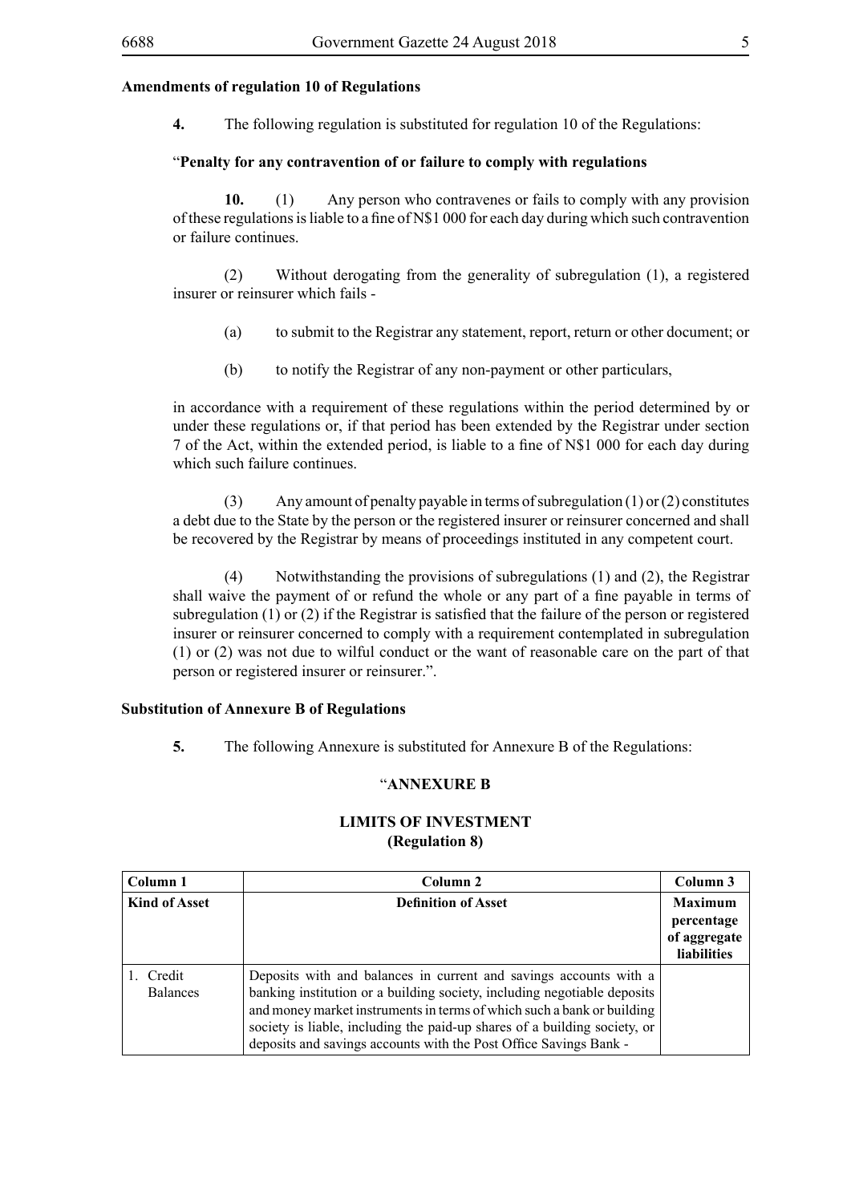**Amendments of regulation 10 of Regulations**

**4.** The following regulation is substituted for regulation 10 of the Regulations:

"**Penalty for any contravention of or failure to comply with regulations**

**10.** (1) Any person who contravenes or fails to comply with any provision of these regulations is liable to a fine of N$1 000 for each day during which such contravention or failure continues.

(2) Without derogating from the generality of subregulation (1), a registered insurer or reinsurer which fails -

(a) to submit to the Registrar any statement, report, return or other document; or

(b) to notify the Registrar of any non-payment or other particulars,

in accordance with a requirement of these regulations within the period determined by or under these regulations or, if that period has been extended by the Registrar under section 7 of the Act, within the extended period, is liable to a fine of N$1 000 for each day during which such failure continues.

(3) Any amount of penalty payable in terms of subregulation (1) or (2) constitutes a debt due to the State by the person or the registered insurer or reinsurer concerned and shall be recovered by the Registrar by means of proceedings instituted in any competent court.

(4) Notwithstanding the provisions of subregulations (1) and (2), the Registrar shall waive the payment of or refund the whole or any part of a fine payable in terms of subregulation (1) or (2) if the Registrar is satisfied that the failure of the person or registered insurer or reinsurer concerned to comply with a requirement contemplated in subregulation (1) or (2) was not due to wilful conduct or the want of reasonable care on the part of that person or registered insurer or reinsurer.".

**Substitution of Annexure B of Regulations**

**5.** The following Annexure is substituted for Annexure B of the Regulations:

"**ANNEXURE B**

**LIMITS OF INVESTMENT**
**(Regulation 8)**

| Column 1 | Column 2 | Column 3 |
|---|---|---|
| **Kind of Asset** | **Definition of Asset** | **Maximum percentage of aggregate liabilities** |
| 1. Credit Balances | Deposits with and balances in current and savings accounts with a banking institution or a building society, including negotiable deposits and money market instruments in terms of which such a bank or building society is liable, including the paid-up shares of a building society, or deposits and savings accounts with the Post Office Savings Bank - | |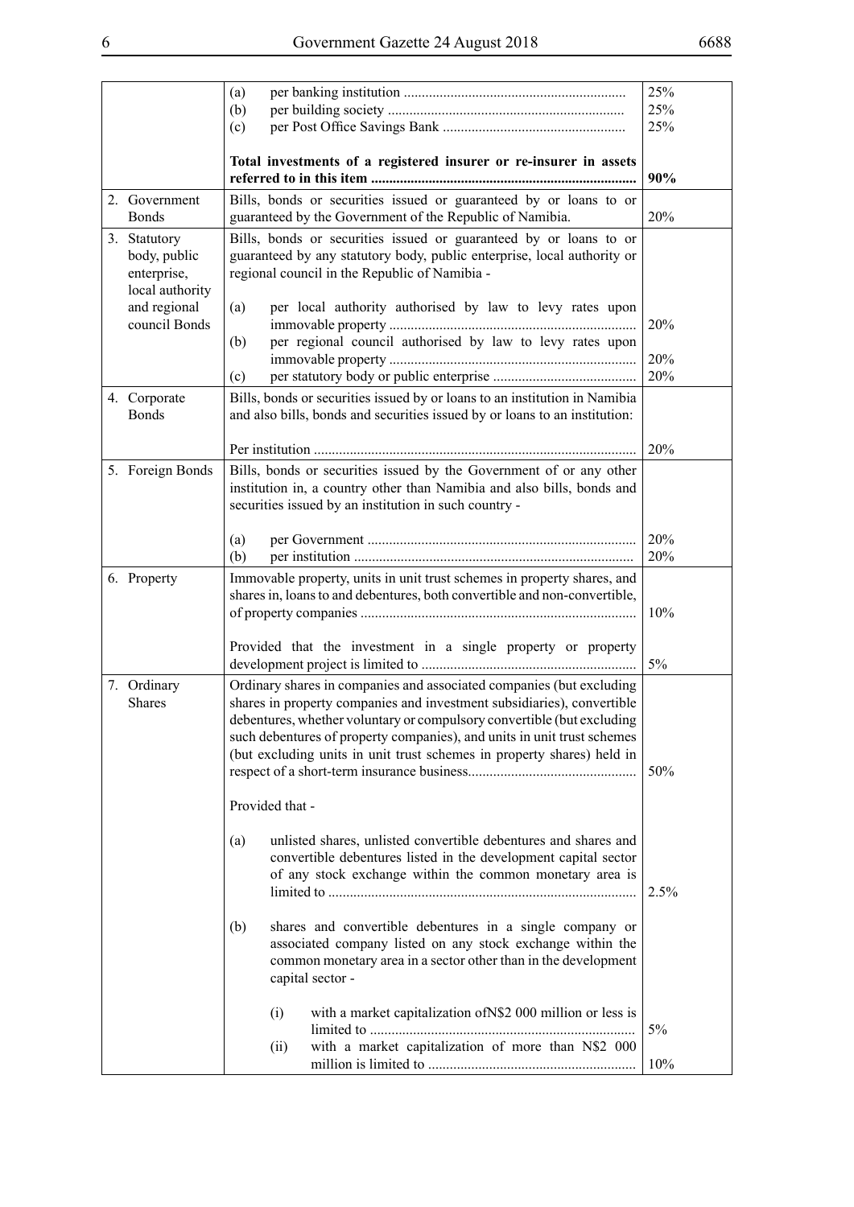| | | |
|---|---|---|
| | (a) per banking institution ............................................................. | 25% |
| | (b) per building society ................................................................. | 25% |
| | (c) per Post Office Savings Bank .................................................. | 25% |
| | **Total investments of a registered insurer or re-insurer in assets referred to in this item .........................................................................** | **90%** |
| 2. Government Bonds | Bills, bonds or securities issued or guaranteed by or loans to or guaranteed by the Government of the Republic of Namibia. | 20% |
| 3. Statutory body, public enterprise, local authority and regional council Bonds | Bills, bonds or securities issued or guaranteed by or loans to or guaranteed by any statutory body, public enterprise, local authority or regional council in the Republic of Namibia - | |
| | (a) per local authority authorised by law to levy rates upon immovable property .................................................................... | 20% |
| | (b) per regional council authorised by law to levy rates upon immovable property .................................................................... | 20% |
| | (c) per statutory body or public enterprise ........................................ | 20% |
| 4. Corporate Bonds | Bills, bonds or securities issued by or loans to an institution in Namibia and also bills, bonds and securities issued by or loans to an institution: | |
| | Per institution ......................................................................................... | 20% |
| 5. Foreign Bonds | Bills, bonds or securities issued by the Government of or any other institution in, a country other than Namibia and also bills, bonds and securities issued by an institution in such country - | |
| | (a) per Government .......................................................................... | 20% |
| | (b) per institution ............................................................................. | 20% |
| 6. Property | Immovable property, units in unit trust schemes in property shares, and shares in, loans to and debentures, both convertible and non-convertible, of property companies ............................................................................ | 10% |
| | Provided that the investment in a single property or property development project is limited to ........................................................... | 5% |
| 7. Ordinary Shares | Ordinary shares in companies and associated companies (but excluding shares in property companies and investment subsidiaries), convertible debentures, whether voluntary or compulsory convertible (but excluding such debentures of property companies), and units in unit trust schemes (but excluding units in unit trust schemes in property shares) held in respect of a short-term insurance business.............................................. | 50% |
| | Provided that - | |
| | (a) unlisted shares, unlisted convertible debentures and shares and convertible debentures listed in the development capital sector of any stock exchange within the common monetary area is limited to ..................................................................................... | 2.5% |
| | (b) shares and convertible debentures in a single company or associated company listed on any stock exchange within the common monetary area in a sector other than in the development capital sector - | |
| | (i) with a market capitalization ofN$2 000 million or less is limited to ......................................................................... | 5% |
| | (ii) with a market capitalization of more than N$2 000 million is limited to ......................................................... | 10% |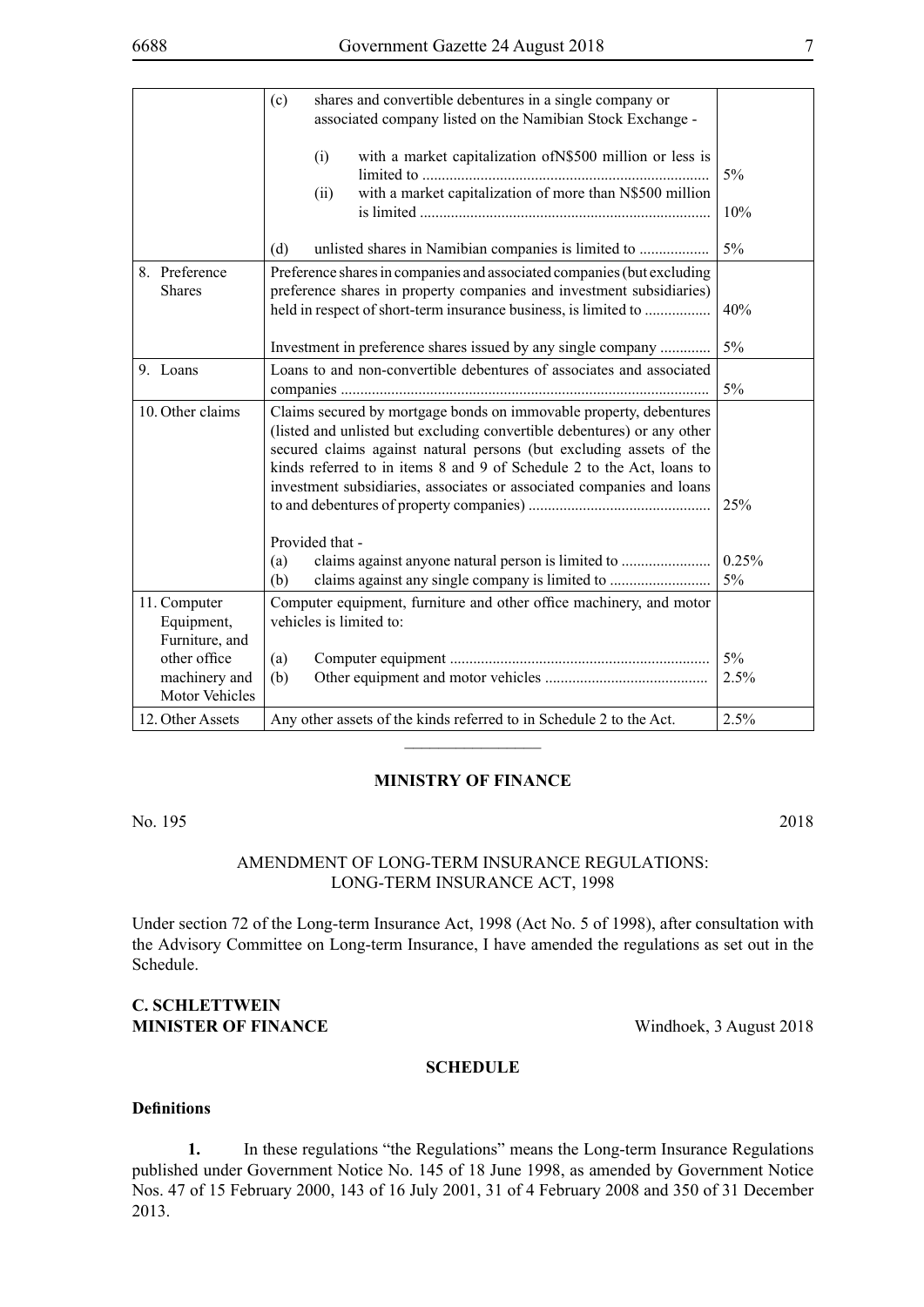| | | |
|---|---|---|
| | (c) shares and convertible debentures in a single company or associated company listed on the Namibian Stock Exchange - | |
| | (i) with a market capitalization ofN$500 million or less is limited to ......................................................................... | 5% |
| | (ii) with a market capitalization of more than N$500 million is limited ........................................................................... | 10% |
| | (d) unlisted shares in Namibian companies is limited to .................. | 5% |
| 8. Preference Shares | Preference shares in companies and associated companies (but excluding preference shares in property companies and investment subsidiaries) held in respect of short-term insurance business, is limited to ................. | 40% |
| | Investment in preference shares issued by any single company ............. | 5% |
| 9. Loans | Loans to and non-convertible debentures of associates and associated companies ............................................................................................. | 5% |
| 10. Other claims | Claims secured by mortgage bonds on immovable property, debentures (listed and unlisted but excluding convertible debentures) or any other secured claims against natural persons (but excluding assets of the kinds referred to in items 8 and 9 of Schedule 2 to the Act, loans to investment subsidiaries, associates or associated companies and loans to and debentures of property companies) .............................................. | 25% |
| | Provided that - | |
| | (a) claims against anyone natural person is limited to ....................... | 0.25% |
| | (b) claims against any single company is limited to .......................... | 5% |
| 11. Computer Equipment, Furniture, and other office machinery and Motor Vehicles | Computer equipment, furniture and other office machinery, and motor vehicles is limited to: | |
| | (a) Computer equipment .................................................................. | 5% |
| | (b) Other equipment and motor vehicles .......................................... | 2.5% |
| 12. Other Assets | Any other assets of the kinds referred to in Schedule 2 to the Act. | 2.5% |

---

**MINISTRY OF FINANCE**

No. 195 2018

AMENDMENT OF LONG-TERM INSURANCE REGULATIONS: LONG-TERM INSURANCE ACT, 1998

Under section 72 of the Long-term Insurance Act, 1998 (Act No. 5 of 1998), after consultation with the Advisory Committee on Long-term Insurance, I have amended the regulations as set out in the Schedule.

**C. SCHLETTWEIN**
**MINISTER OF FINANCE** Windhoek, 3 August 2018

**SCHEDULE**

**Definitions**

**1.** In these regulations "the Regulations" means the Long-term Insurance Regulations published under Government Notice No. 145 of 18 June 1998, as amended by Government Notice Nos. 47 of 15 February 2000, 143 of 16 July 2001, 31 of 4 February 2008 and 350 of 31 December 2013.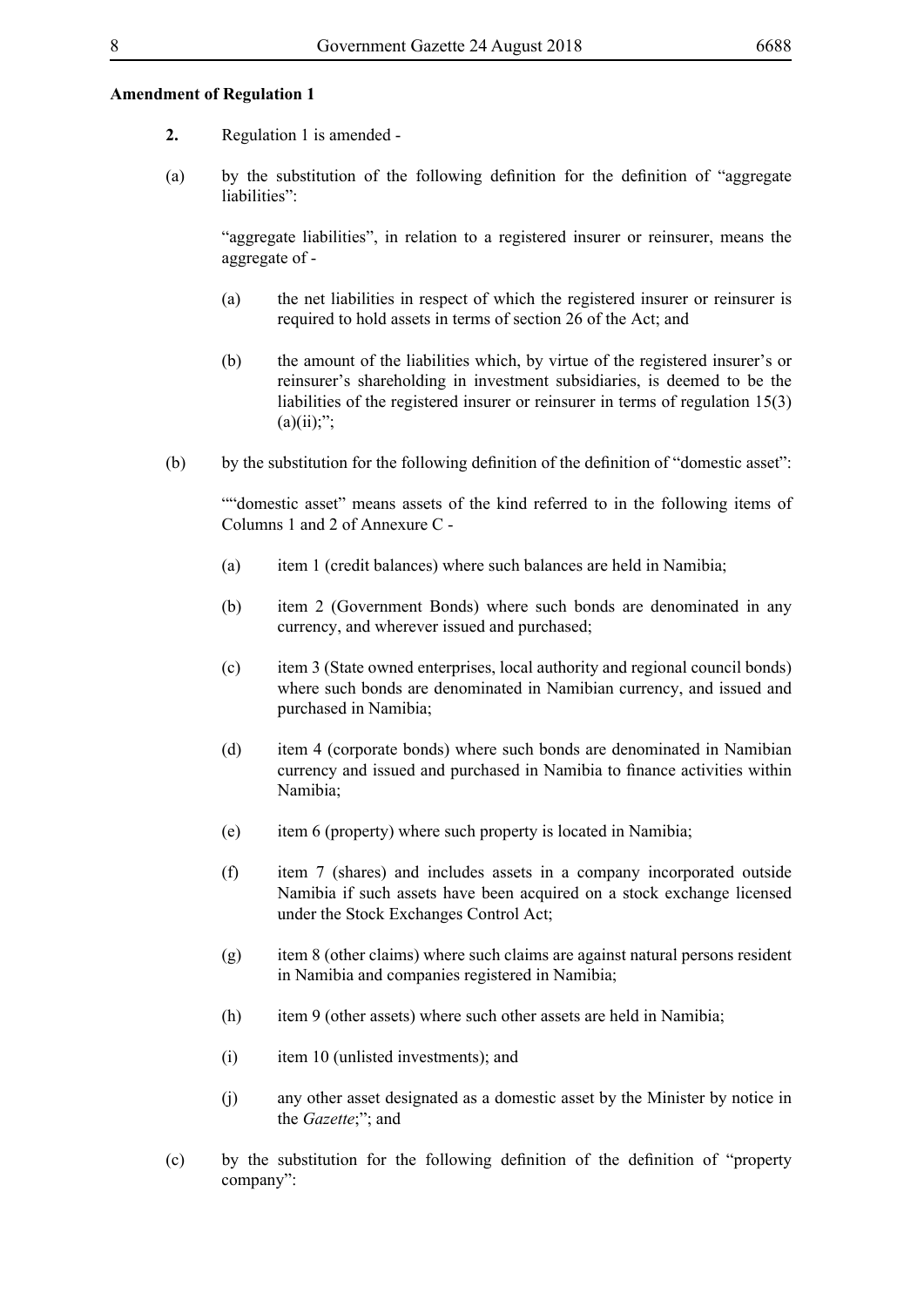**Amendment of Regulation 1**

**2.** Regulation 1 is amended -

(a) by the substitution of the following definition for the definition of "aggregate liabilities":

"aggregate liabilities", in relation to a registered insurer or reinsurer, means the aggregate of -

(a) the net liabilities in respect of which the registered insurer or reinsurer is required to hold assets in terms of section 26 of the Act; and

(b) the amount of the liabilities which, by virtue of the registered insurer's or reinsurer's shareholding in investment subsidiaries, is deemed to be the liabilities of the registered insurer or reinsurer in terms of regulation 15(3)(a)(ii);";

(b) by the substitution for the following definition of the definition of "domestic asset":

""domestic asset" means assets of the kind referred to in the following items of Columns 1 and 2 of Annexure C -

(a) item 1 (credit balances) where such balances are held in Namibia;

(b) item 2 (Government Bonds) where such bonds are denominated in any currency, and wherever issued and purchased;

(c) item 3 (State owned enterprises, local authority and regional council bonds) where such bonds are denominated in Namibian currency, and issued and purchased in Namibia;

(d) item 4 (corporate bonds) where such bonds are denominated in Namibian currency and issued and purchased in Namibia to finance activities within Namibia;

(e) item 6 (property) where such property is located in Namibia;

(f) item 7 (shares) and includes assets in a company incorporated outside Namibia if such assets have been acquired on a stock exchange licensed under the Stock Exchanges Control Act;

(g) item 8 (other claims) where such claims are against natural persons resident in Namibia and companies registered in Namibia;

(h) item 9 (other assets) where such other assets are held in Namibia;

(i) item 10 (unlisted investments); and

(j) any other asset designated as a domestic asset by the Minister by notice in the *Gazette*;"; and

(c) by the substitution for the following definition of the definition of "property company":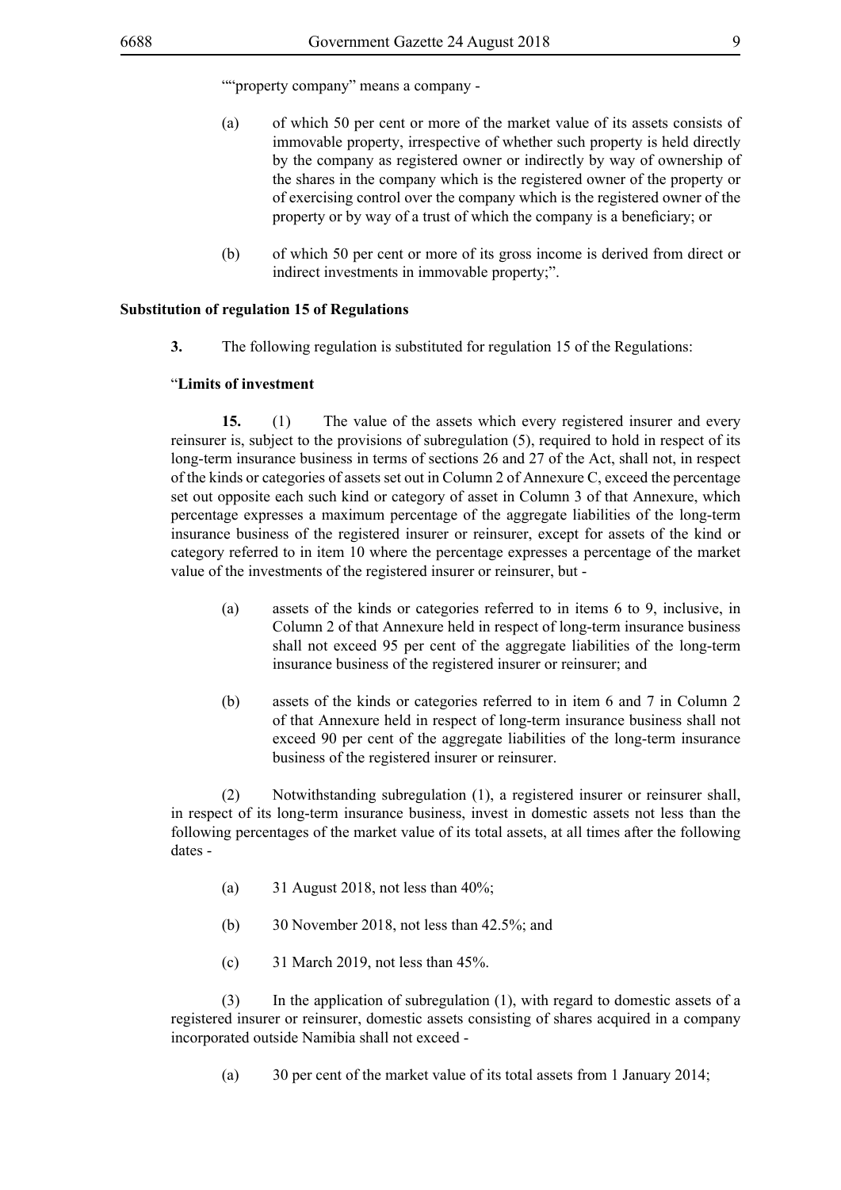""property company" means a company -

(a) of which 50 per cent or more of the market value of its assets consists of immovable property, irrespective of whether such property is held directly by the company as registered owner or indirectly by way of ownership of the shares in the company which is the registered owner of the property or of exercising control over the company which is the registered owner of the property or by way of a trust of which the company is a beneficiary; or

(b) of which 50 per cent or more of its gross income is derived from direct or indirect investments in immovable property;".

**Substitution of regulation 15 of Regulations**

**3.** The following regulation is substituted for regulation 15 of the Regulations:

"**Limits of investment**

**15.** (1) The value of the assets which every registered insurer and every reinsurer is, subject to the provisions of subregulation (5), required to hold in respect of its long-term insurance business in terms of sections 26 and 27 of the Act, shall not, in respect of the kinds or categories of assets set out in Column 2 of Annexure C, exceed the percentage set out opposite each such kind or category of asset in Column 3 of that Annexure, which percentage expresses a maximum percentage of the aggregate liabilities of the long-term insurance business of the registered insurer or reinsurer, except for assets of the kind or category referred to in item 10 where the percentage expresses a percentage of the market value of the investments of the registered insurer or reinsurer, but -

(a) assets of the kinds or categories referred to in items 6 to 9, inclusive, in Column 2 of that Annexure held in respect of long-term insurance business shall not exceed 95 per cent of the aggregate liabilities of the long-term insurance business of the registered insurer or reinsurer; and

(b) assets of the kinds or categories referred to in item 6 and 7 in Column 2 of that Annexure held in respect of long-term insurance business shall not exceed 90 per cent of the aggregate liabilities of the long-term insurance business of the registered insurer or reinsurer.

(2) Notwithstanding subregulation (1), a registered insurer or reinsurer shall, in respect of its long-term insurance business, invest in domestic assets not less than the following percentages of the market value of its total assets, at all times after the following dates -

(a) 31 August 2018, not less than 40%;

(b) 30 November 2018, not less than 42.5%; and

(c) 31 March 2019, not less than 45%.

(3) In the application of subregulation (1), with regard to domestic assets of a registered insurer or reinsurer, domestic assets consisting of shares acquired in a company incorporated outside Namibia shall not exceed -

(a) 30 per cent of the market value of its total assets from 1 January 2014;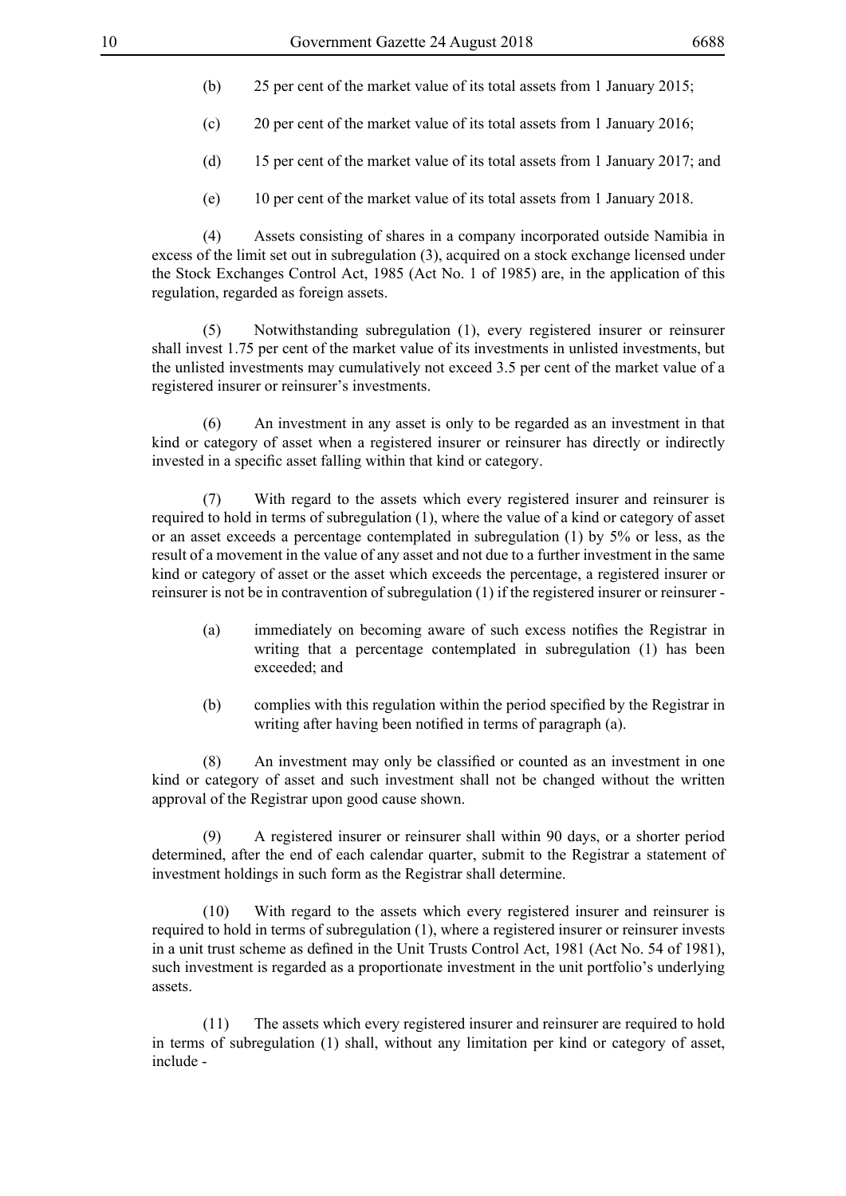(b) 25 per cent of the market value of its total assets from 1 January 2015;

(c) 20 per cent of the market value of its total assets from 1 January 2016;

(d) 15 per cent of the market value of its total assets from 1 January 2017; and

(e) 10 per cent of the market value of its total assets from 1 January 2018.

(4) Assets consisting of shares in a company incorporated outside Namibia in excess of the limit set out in subregulation (3), acquired on a stock exchange licensed under the Stock Exchanges Control Act, 1985 (Act No. 1 of 1985) are, in the application of this regulation, regarded as foreign assets.

(5) Notwithstanding subregulation (1), every registered insurer or reinsurer shall invest 1.75 per cent of the market value of its investments in unlisted investments, but the unlisted investments may cumulatively not exceed 3.5 per cent of the market value of a registered insurer or reinsurer's investments.

(6) An investment in any asset is only to be regarded as an investment in that kind or category of asset when a registered insurer or reinsurer has directly or indirectly invested in a specific asset falling within that kind or category.

(7) With regard to the assets which every registered insurer and reinsurer is required to hold in terms of subregulation (1), where the value of a kind or category of asset or an asset exceeds a percentage contemplated in subregulation (1) by 5% or less, as the result of a movement in the value of any asset and not due to a further investment in the same kind or category of asset or the asset which exceeds the percentage, a registered insurer or reinsurer is not be in contravention of subregulation (1) if the registered insurer or reinsurer -

(a) immediately on becoming aware of such excess notifies the Registrar in writing that a percentage contemplated in subregulation (1) has been exceeded; and

(b) complies with this regulation within the period specified by the Registrar in writing after having been notified in terms of paragraph (a).

(8) An investment may only be classified or counted as an investment in one kind or category of asset and such investment shall not be changed without the written approval of the Registrar upon good cause shown.

(9) A registered insurer or reinsurer shall within 90 days, or a shorter period determined, after the end of each calendar quarter, submit to the Registrar a statement of investment holdings in such form as the Registrar shall determine.

(10) With regard to the assets which every registered insurer and reinsurer is required to hold in terms of subregulation (1), where a registered insurer or reinsurer invests in a unit trust scheme as defined in the Unit Trusts Control Act, 1981 (Act No. 54 of 1981), such investment is regarded as a proportionate investment in the unit portfolio's underlying assets.

(11) The assets which every registered insurer and reinsurer are required to hold in terms of subregulation (1) shall, without any limitation per kind or category of asset, include -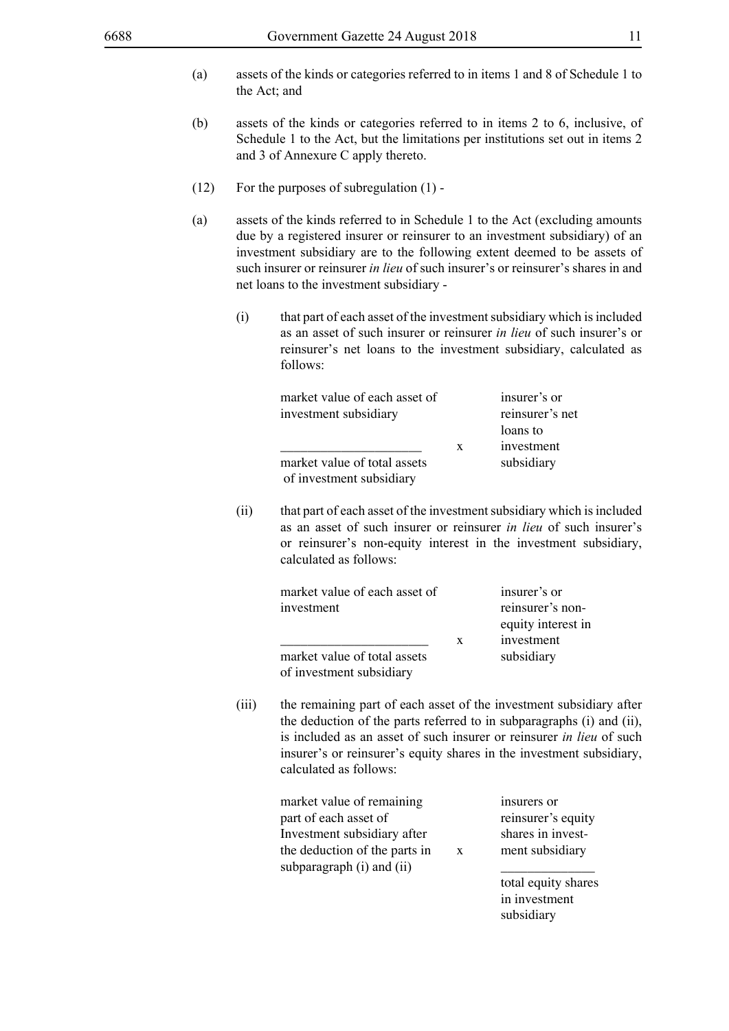(a) assets of the kinds or categories referred to in items 1 and 8 of Schedule 1 to the Act; and

(b) assets of the kinds or categories referred to in items 2 to 6, inclusive, of Schedule 1 to the Act, but the limitations per institutions set out in items 2 and 3 of Annexure C apply thereto.

(12) For the purposes of subregulation (1) -

(a) assets of the kinds referred to in Schedule 1 to the Act (excluding amounts due by a registered insurer or reinsurer to an investment subsidiary) of an investment subsidiary are to the following extent deemed to be assets of such insurer or reinsurer *in lieu* of such insurer's or reinsurer's shares in and net loans to the investment subsidiary -

(i) that part of each asset of the investment subsidiary which is included as an asset of such insurer or reinsurer *in lieu* of such insurer's or reinsurer's net loans to the investment subsidiary, calculated as follows:

$$\frac{\text{market value of each asset of investment subsidiary}}{\text{market value of total assets of investment subsidiary}} \times \text{insurer's or reinsurer's net loans to investment subsidiary}$$

(ii) that part of each asset of the investment subsidiary which is included as an asset of such insurer or reinsurer *in lieu* of such insurer's or reinsurer's non-equity interest in the investment subsidiary, calculated as follows:

$$\frac{\text{market value of each asset of investment}}{\text{market value of total assets of investment subsidiary}} \times \text{insurer's or reinsurer's non-equity interest in investment subsidiary}$$

(iii) the remaining part of each asset of the investment subsidiary after the deduction of the parts referred to in subparagraphs (i) and (ii), is included as an asset of such insurer or reinsurer *in lieu* of such insurer's or reinsurer's equity shares in the investment subsidiary, calculated as follows:

$$\text{market value of remaining part of each asset of Investment subsidiary after the deduction of the parts in subparagraph (i) and (ii)} \times \frac{\text{insurers or reinsurer's equity shares in investment subsidiary}}{\text{total equity shares in investment subsidiary}}$$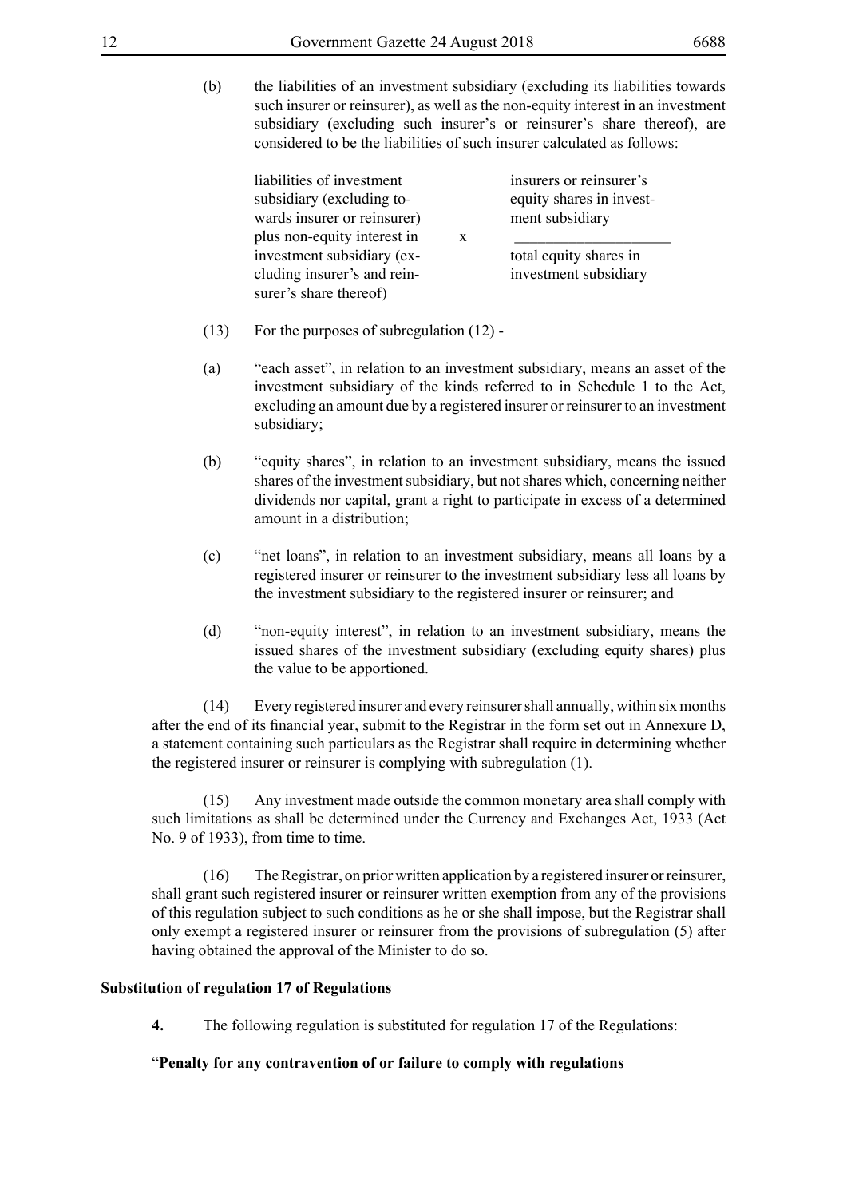(b) the liabilities of an investment subsidiary (excluding its liabilities towards such insurer or reinsurer), as well as the non-equity interest in an investment subsidiary (excluding such insurer's or reinsurer's share thereof), are considered to be the liabilities of such insurer calculated as follows:

$$\text{liabilities of investment subsidiary (excluding towards insurer or reinsurer) plus non-equity interest in investment subsidiary (excluding insurer's and reinsurer's share thereof)} \times \frac{\text{insurers or reinsurer's equity shares in investment subsidiary}}{\text{total equity shares in investment subsidiary}}$$

(13) For the purposes of subregulation (12) -

(a) "each asset", in relation to an investment subsidiary, means an asset of the investment subsidiary of the kinds referred to in Schedule 1 to the Act, excluding an amount due by a registered insurer or reinsurer to an investment subsidiary;

(b) "equity shares", in relation to an investment subsidiary, means the issued shares of the investment subsidiary, but not shares which, concerning neither dividends nor capital, grant a right to participate in excess of a determined amount in a distribution;

(c) "net loans", in relation to an investment subsidiary, means all loans by a registered insurer or reinsurer to the investment subsidiary less all loans by the investment subsidiary to the registered insurer or reinsurer; and

(d) "non-equity interest", in relation to an investment subsidiary, means the issued shares of the investment subsidiary (excluding equity shares) plus the value to be apportioned.

(14) Every registered insurer and every reinsurer shall annually, within six months after the end of its financial year, submit to the Registrar in the form set out in Annexure D, a statement containing such particulars as the Registrar shall require in determining whether the registered insurer or reinsurer is complying with subregulation (1).

(15) Any investment made outside the common monetary area shall comply with such limitations as shall be determined under the Currency and Exchanges Act, 1933 (Act No. 9 of 1933), from time to time.

(16) The Registrar, on prior written application by a registered insurer or reinsurer, shall grant such registered insurer or reinsurer written exemption from any of the provisions of this regulation subject to such conditions as he or she shall impose, but the Registrar shall only exempt a registered insurer or reinsurer from the provisions of subregulation (5) after having obtained the approval of the Minister to do so.

**Substitution of regulation 17 of Regulations**

**4.** The following regulation is substituted for regulation 17 of the Regulations:

"**Penalty for any contravention of or failure to comply with regulations**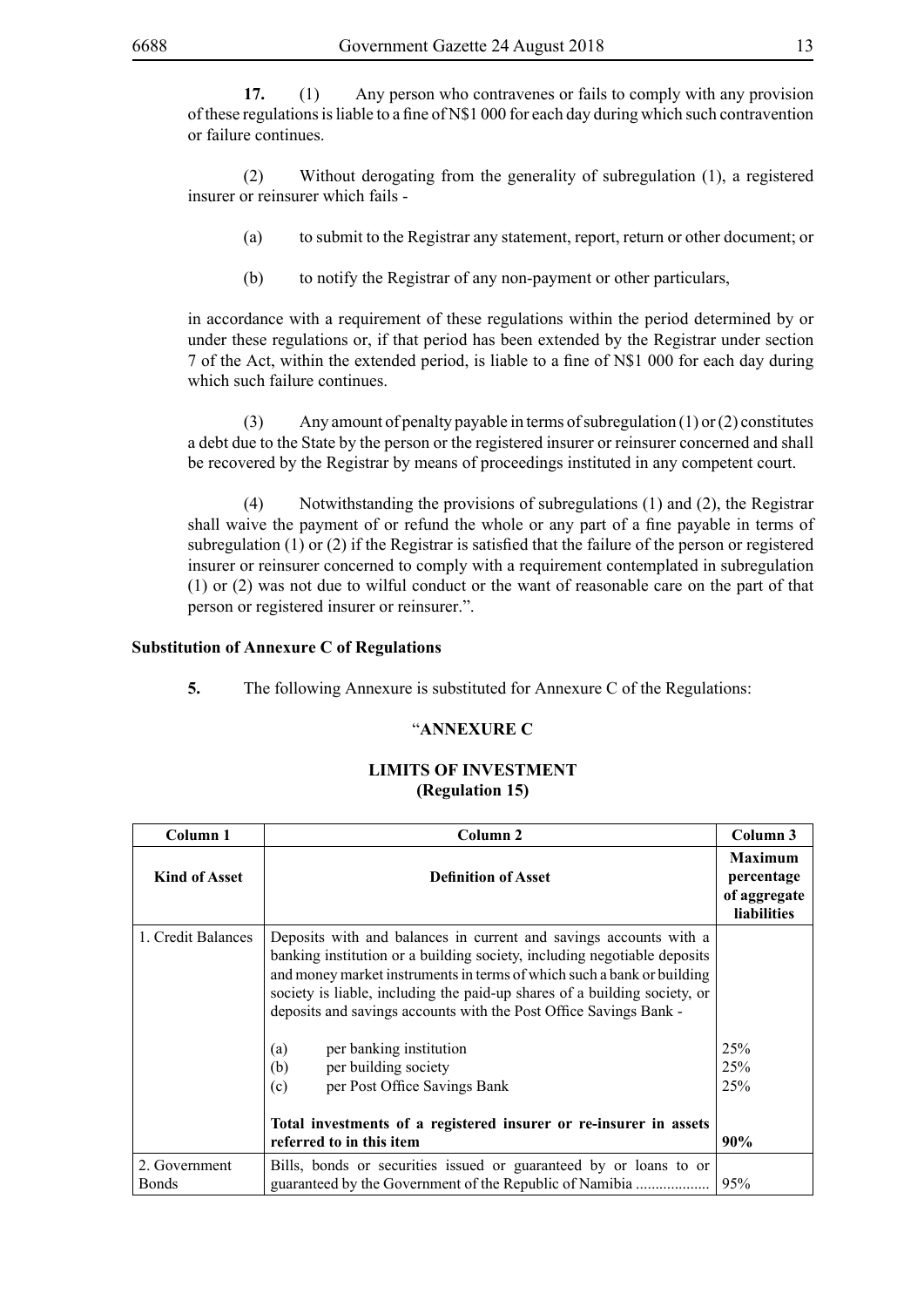**17.** (1) Any person who contravenes or fails to comply with any provision of these regulations is liable to a fine of N$1 000 for each day during which such contravention or failure continues.

(2) Without derogating from the generality of subregulation (1), a registered insurer or reinsurer which fails -

(a) to submit to the Registrar any statement, report, return or other document; or

(b) to notify the Registrar of any non-payment or other particulars,

in accordance with a requirement of these regulations within the period determined by or under these regulations or, if that period has been extended by the Registrar under section 7 of the Act, within the extended period, is liable to a fine of N$1 000 for each day during which such failure continues.

(3) Any amount of penalty payable in terms of subregulation (1) or (2) constitutes a debt due to the State by the person or the registered insurer or reinsurer concerned and shall be recovered by the Registrar by means of proceedings instituted in any competent court.

(4) Notwithstanding the provisions of subregulations (1) and (2), the Registrar shall waive the payment of or refund the whole or any part of a fine payable in terms of subregulation (1) or (2) if the Registrar is satisfied that the failure of the person or registered insurer or reinsurer concerned to comply with a requirement contemplated in subregulation (1) or (2) was not due to wilful conduct or the want of reasonable care on the part of that person or registered insurer or reinsurer.".

**Substitution of Annexure C of Regulations**

**5.** The following Annexure is substituted for Annexure C of the Regulations:

"**ANNEXURE C**

**LIMITS OF INVESTMENT**
**(Regulation 15)**

| Column 1 | Column 2 | Column 3 |
|---|---|---|
| **Kind of Asset** | **Definition of Asset** | **Maximum percentage of aggregate liabilities** |
| 1. Credit Balances | Deposits with and balances in current and savings accounts with a banking institution or a building society, including negotiable deposits and money market instruments in terms of which such a bank or building society is liable, including the paid-up shares of a building society, or deposits and savings accounts with the Post Office Savings Bank - | |
| | (a) per banking institution | 25% |
| | (b) per building society | 25% |
| | (c) per Post Office Savings Bank | 25% |
| | **Total investments of a registered insurer or re-insurer in assets referred to in this item** | **90%** |
| 2. Government Bonds | Bills, bonds or securities issued or guaranteed by or loans to or guaranteed by the Government of the Republic of Namibia ................... | 95% |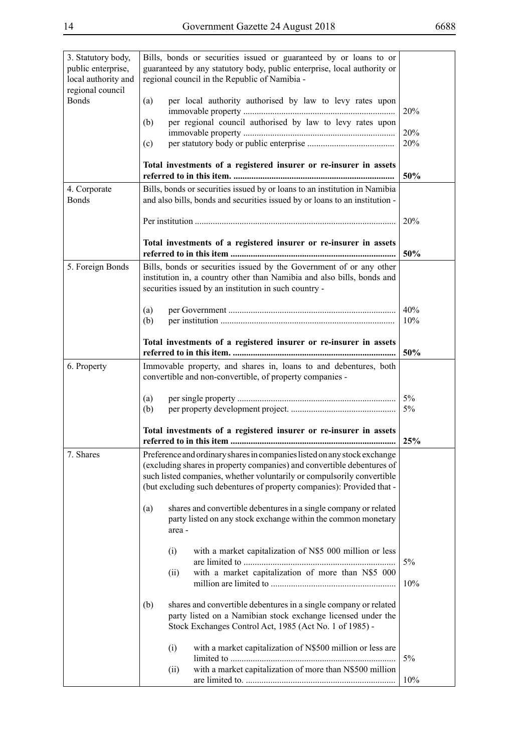| | | |
|---|---|---|
| 3. Statutory body, public enterprise, local authority and regional council Bonds | Bills, bonds or securities issued or guaranteed by or loans to or guaranteed by any statutory body, public enterprise, local authority or regional council in the Republic of Namibia - | |
| | (a) per local authority authorised by law to levy rates upon immovable property | 20% |
| | (b) per regional council authorised by law to levy rates upon immovable property | 20% |
| | (c) per statutory body or public enterprise | 20% |
| | **Total investments of a registered insurer or re-insurer in assets referred to in this item.** | **50%** |
| 4. Corporate Bonds | Bills, bonds or securities issued by or loans to an institution in Namibia and also bills, bonds and securities issued by or loans to an institution - | |
| | Per institution | 20% |
| | **Total investments of a registered insurer or re-insurer in assets referred to in this item** | **50%** |
| 5. Foreign Bonds | Bills, bonds or securities issued by the Government of or any other institution in, a country other than Namibia and also bills, bonds and securities issued by an institution in such country - | |
| | (a) per Government | 40% |
| | (b) per institution | 10% |
| | **Total investments of a registered insurer or re-insurer in assets referred to in this item.** | **50%** |
| 6. Property | Immovable property, and shares in, loans to and debentures, both convertible and non-convertible, of property companies - | |
| | (a) per single property | 5% |
| | (b) per property development project. | 5% |
| | **Total investments of a registered insurer or re-insurer in assets referred to in this item** | **25%** |
| 7. Shares | Preference and ordinary shares in companies listed on any stock exchange (excluding shares in property companies) and convertible debentures of such listed companies, whether voluntarily or compulsorily convertible (but excluding such debentures of property companies): Provided that - | |
| | (a) shares and convertible debentures in a single company or related party listed on any stock exchange within the common monetary area - | |
| | (i) with a market capitalization of N$5 000 million or less are limited to | 5% |
| | (ii) with a market capitalization of more than N$5 000 million are limited to | 10% |
| | (b) shares and convertible debentures in a single company or related party listed on a Namibian stock exchange licensed under the Stock Exchanges Control Act, 1985 (Act No. 1 of 1985) - | |
| | (i) with a market capitalization of N$500 million or less are limited to | 5% |
| | (ii) with a market capitalization of more than N$500 million are limited to. | 10% |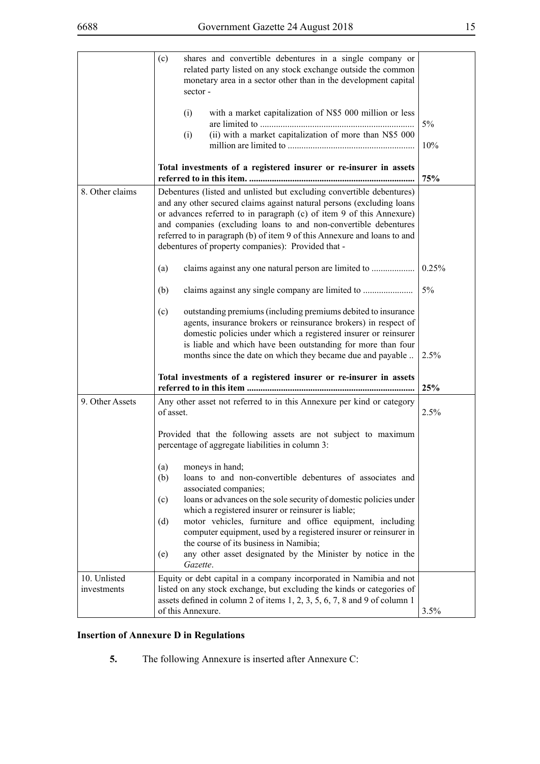| | | |
|---|---|---|
| | (c) shares and convertible debentures in a single company or related party listed on any stock exchange outside the common monetary area in a sector other than in the development capital sector -<br><br>(i) with a market capitalization of N$5 000 million or less are limited to ...................................................................<br>(i) (ii) with a market capitalization of more than N$5 000 million are limited to .......................................................<br><br>**Total investments of a registered insurer or re-insurer in assets referred to in this item. ........................................................................** | <br><br><br><br>5%<br>10%<br><br>**75%** |
| 8. Other claims | Debentures (listed and unlisted but excluding convertible debentures) and any other secured claims against natural persons (excluding loans or advances referred to in paragraph (c) of item 9 of this Annexure) and companies (excluding loans to and non-convertible debentures referred to in paragraph (b) of item 9 of this Annexure and loans to and debentures of property companies): Provided that -<br><br>(a) claims against any one natural person are limited to ...................<br><br>(b) claims against any single company are limited to ......................<br><br>(c) outstanding premiums (including premiums debited to insurance agents, insurance brokers or reinsurance brokers) in respect of domestic policies under which a registered insurer or reinsurer is liable and which have been outstanding for more than four months since the date on which they became due and payable ..<br><br>**Total investments of a registered insurer or re-insurer in assets referred to in this item .........................................................................** | <br><br><br><br><br><br>0.25%<br><br>5%<br><br><br><br><br>2.5%<br><br>**25%** |
| 9. Other Assets | Any other asset not referred to in this Annexure per kind or category of asset.<br><br>Provided that the following assets are not subject to maximum percentage of aggregate liabilities in column 3:<br><br>(a) moneys in hand;<br>(b) loans to and non-convertible debentures of associates and associated companies;<br>(c) loans or advances on the sole security of domestic policies under which a registered insurer or reinsurer is liable;<br>(d) motor vehicles, furniture and office equipment, including computer equipment, used by a registered insurer or reinsurer in the course of its business in Namibia;<br>(e) any other asset designated by the Minister by notice in the *Gazette*. | 2.5% |
| 10. Unlisted investments | Equity or debt capital in a company incorporated in Namibia and not listed on any stock exchange, but excluding the kinds or categories of assets defined in column 2 of items 1, 2, 3, 5, 6, 7, 8 and 9 of column 1 of this Annexure. | 3.5% |

**Insertion of Annexure D in Regulations**

**5.** The following Annexure is inserted after Annexure C: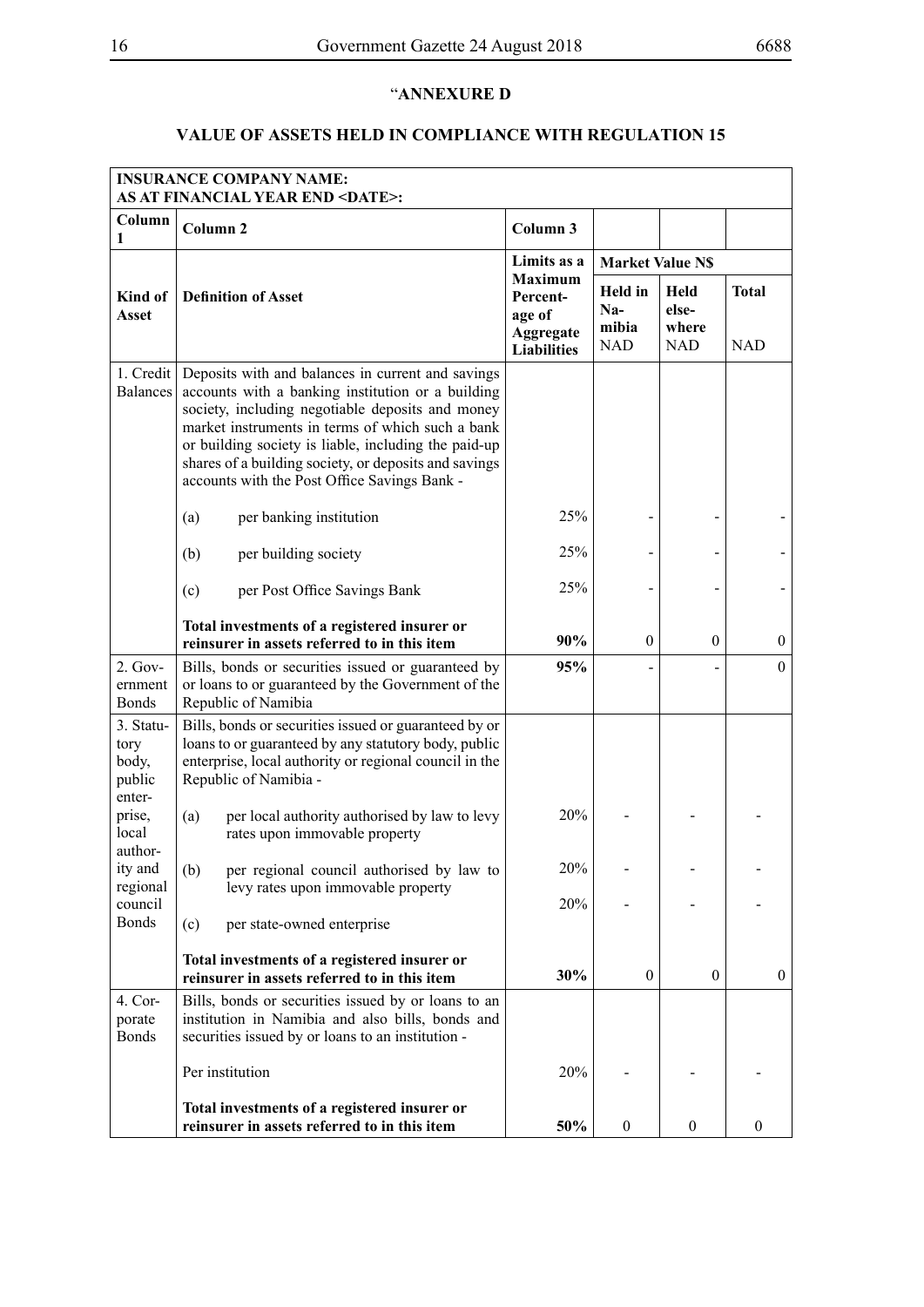"**ANNEXURE D**

**VALUE OF ASSETS HELD IN COMPLIANCE WITH REGULATION 15**

| **INSURANCE COMPANY NAME:**<br>**AS AT FINANCIAL YEAR END <DATE>:** | | | | | |
|---|---|---|---|---|---|
| **Column 1** | **Column 2** | **Column 3** | | | |
| **Kind of Asset** | **Definition of Asset** | **Limits as a Maximum Percentage of Aggregate Liabilities** | **Market Value N$** | | |
| | | | **Held in Namibia NAD** | **Held elsewhere NAD** | **Total NAD** |
| 1. Credit Balances | Deposits with and balances in current and savings accounts with a banking institution or a building society, including negotiable deposits and money market instruments in terms of which such a bank or building society is liable, including the paid-up shares of a building society, or deposits and savings accounts with the Post Office Savings Bank - | | | | |
| | (a) per banking institution | 25% | - | - | - |
| | (b) per building society | 25% | - | - | - |
| | (c) per Post Office Savings Bank | 25% | - | - | - |
| | **Total investments of a registered insurer or reinsurer in assets referred to in this item** | **90%** | 0 | 0 | 0 |
| 2. Government Bonds | Bills, bonds or securities issued or guaranteed by or loans to or guaranteed by the Government of the Republic of Namibia | **95%** | - | - | 0 |
| 3. Statutory body, public enterprise, local authority and regional council Bonds | Bills, bonds or securities issued or guaranteed by or loans to or guaranteed by any statutory body, public enterprise, local authority or regional council in the Republic of Namibia - | | | | |
| | (a) per local authority authorised by law to levy rates upon immovable property | 20% | - | - | - |
| | (b) per regional council authorised by law to levy rates upon immovable property | 20% | - | - | - |
| | (c) per state-owned enterprise | 20% | - | - | - |
| | **Total investments of a registered insurer or reinsurer in assets referred to in this item** | **30%** | 0 | 0 | 0 |
| 4. Corporate Bonds | Bills, bonds or securities issued by or loans to an institution in Namibia and also bills, bonds and securities issued by or loans to an institution - | | | | |
| | Per institution | 20% | - | - | - |
| | **Total investments of a registered insurer or reinsurer in assets referred to in this item** | **50%** | 0 | 0 | 0 |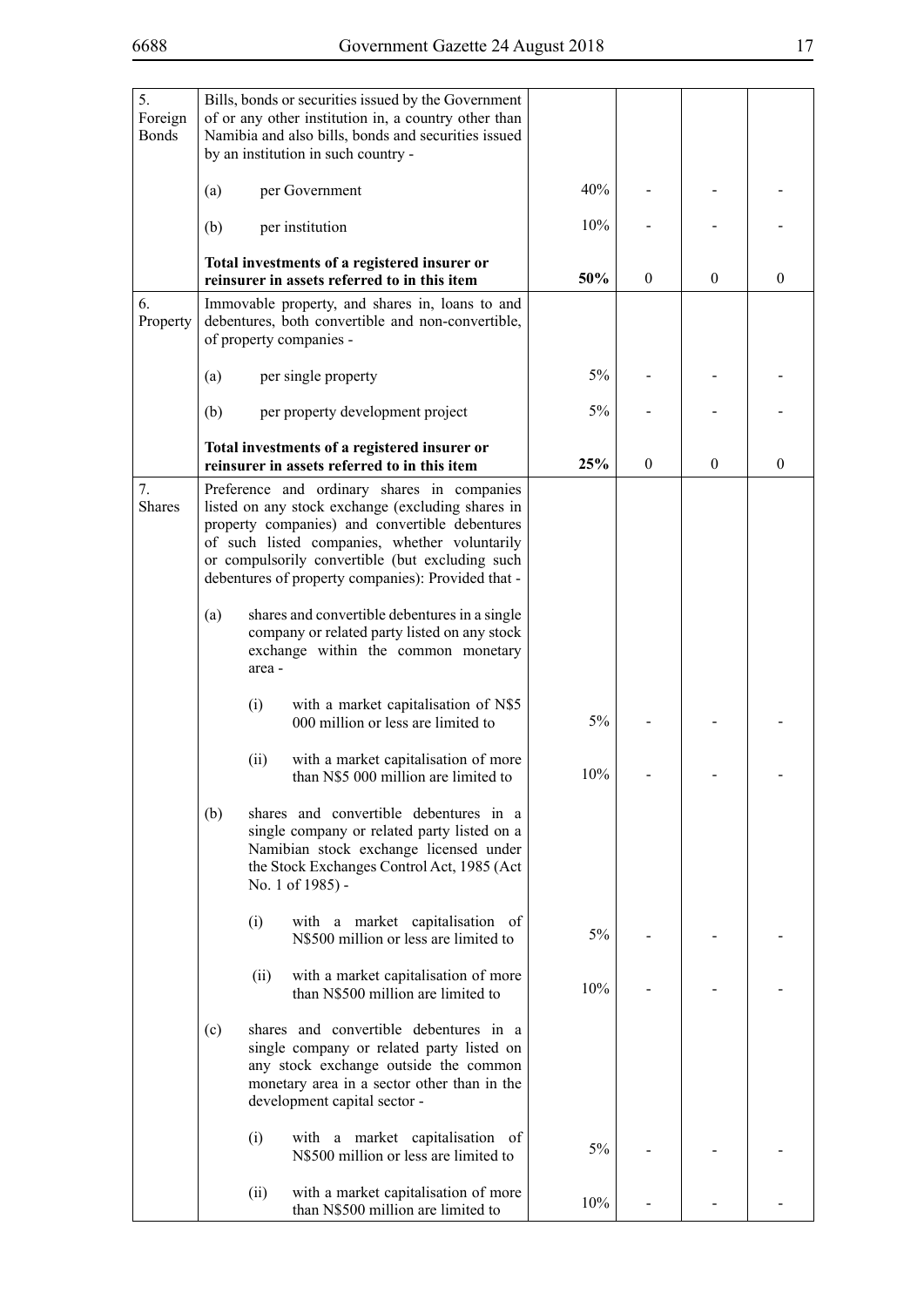| | | | | | |
|---|---|---|---|---|---|
| 5. Foreign Bonds | Bills, bonds or securities issued by the Government of or any other institution in, a country other than Namibia and also bills, bonds and securities issued by an institution in such country - | | | | |
| | (a) per Government | 40% | - | - | - |
| | (b) per institution | 10% | - | - | - |
| | **Total investments of a registered insurer or reinsurer in assets referred to in this item** | **50%** | 0 | 0 | 0 |
| 6. Property | Immovable property, and shares in, loans to and debentures, both convertible and non-convertible, of property companies - | | | | |
| | (a) per single property | 5% | - | - | - |
| | (b) per property development project | 5% | - | - | - |
| | **Total investments of a registered insurer or reinsurer in assets referred to in this item** | **25%** | 0 | 0 | 0 |
| 7. Shares | Preference and ordinary shares in companies listed on any stock exchange (excluding shares in property companies) and convertible debentures of such listed companies, whether voluntarily or compulsorily convertible (but excluding such debentures of property companies): Provided that - | | | | |
| | (a) shares and convertible debentures in a single company or related party listed on any stock exchange within the common monetary area - | | | | |
| | (i) with a market capitalisation of N$5 000 million or less are limited to | 5% | - | - | - |
| | (ii) with a market capitalisation of more than N$5 000 million are limited to | 10% | - | - | - |
| | (b) shares and convertible debentures in a single company or related party listed on a Namibian stock exchange licensed under the Stock Exchanges Control Act, 1985 (Act No. 1 of 1985) - | | | | |
| | (i) with a market capitalisation of N$500 million or less are limited to | 5% | - | - | - |
| | (ii) with a market capitalisation of more than N$500 million are limited to | 10% | - | - | - |
| | (c) shares and convertible debentures in a single company or related party listed on any stock exchange outside the common monetary area in a sector other than in the development capital sector - | | | | |
| | (i) with a market capitalisation of N$500 million or less are limited to | 5% | - | - | - |
| | (ii) with a market capitalisation of more than N$500 million are limited to | 10% | - | - | - |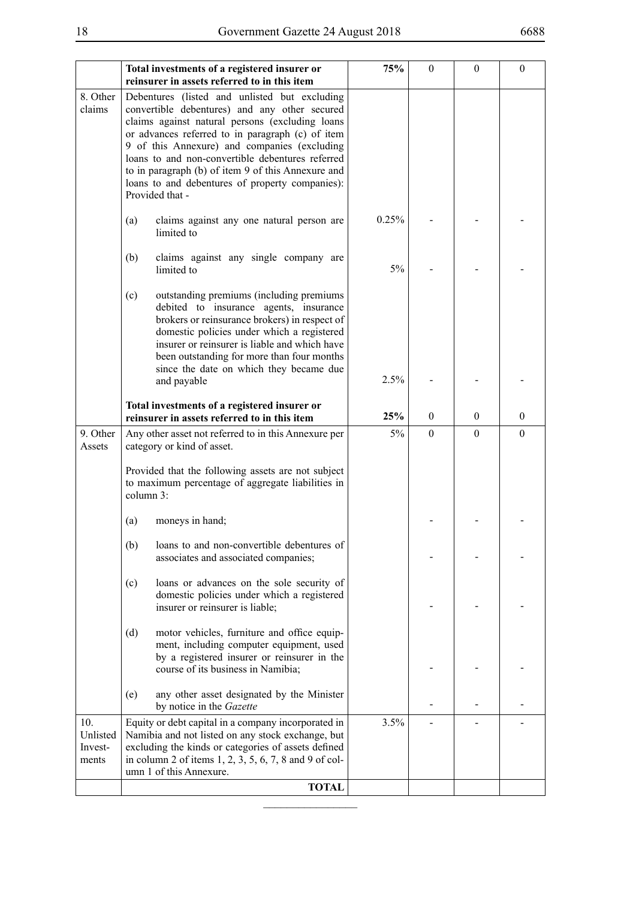| | | | | | |
|---|---|---|---|---|---|
| | **Total investments of a registered insurer or reinsurer in assets referred to in this item** | **75%** | 0 | 0 | 0 |
| 8. Other claims | Debentures (listed and unlisted but excluding convertible debentures) and any other secured claims against natural persons (excluding loans or advances referred to in paragraph (c) of item 9 of this Annexure) and companies (excluding loans to and non-convertible debentures referred to in paragraph (b) of item 9 of this Annexure and loans to and debentures of property companies): Provided that - | | | | |
| | (a) claims against any one natural person are limited to | 0.25% | - | - | - |
| | (b) claims against any single company are limited to | 5% | - | - | - |
| | (c) outstanding premiums (including premiums debited to insurance agents, insurance brokers or reinsurance brokers) in respect of domestic policies under which a registered insurer or reinsurer is liable and which have been outstanding for more than four months since the date on which they became due and payable | 2.5% | - | - | - |
| | **Total investments of a registered insurer or reinsurer in assets referred to in this item** | **25%** | 0 | 0 | 0 |
| 9. Other Assets | Any other asset not referred to in this Annexure per category or kind of asset. | 5% | 0 | 0 | 0 |
| | Provided that the following assets are not subject to maximum percentage of aggregate liabilities in column 3: | | | | |
| | (a) moneys in hand; | | - | - | - |
| | (b) loans to and non-convertible debentures of associates and associated companies; | | - | - | - |
| | (c) loans or advances on the sole security of domestic policies under which a registered insurer or reinsurer is liable; | | - | - | - |
| | (d) motor vehicles, furniture and office equipment, including computer equipment, used by a registered insurer or reinsurer in the course of its business in Namibia; | | - | - | - |
| | (e) any other asset designated by the Minister by notice in the *Gazette* | | - | - | - |
| 10. Unlisted Investments | Equity or debt capital in a company incorporated in Namibia and not listed on any stock exchange, but excluding the kinds or categories of assets defined in column 2 of items 1, 2, 3, 5, 6, 7, 8 and 9 of column 1 of this Annexure. | 3.5% | - | - | - |
| | **TOTAL** | | | | |